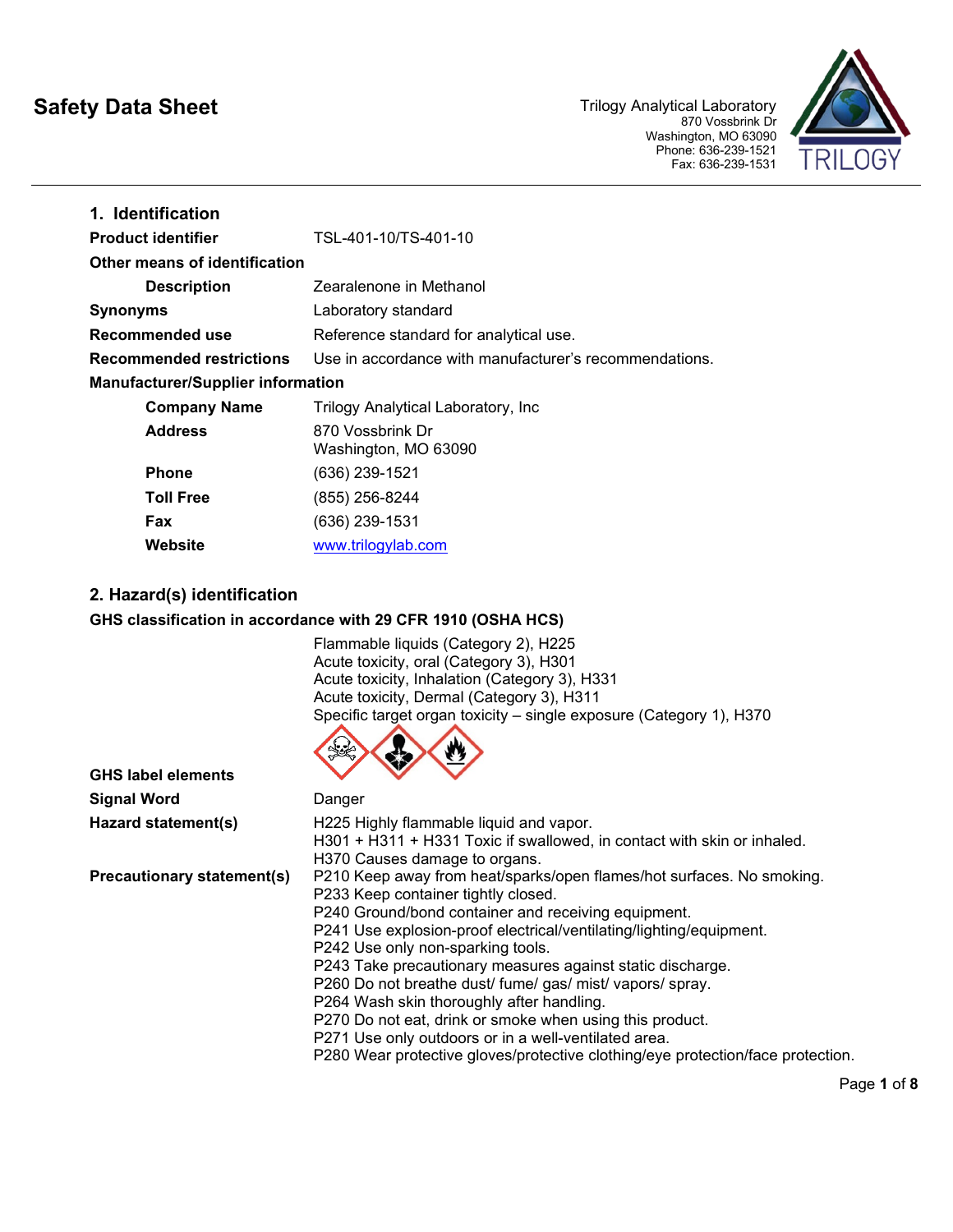# Safety Data Sheet

Trilogy Analytical Laboratory
870 Vossbrink Dr
Washington, MO 63090
Phone: 636-239-1521
Fax: 636-239-1531

## 1. Identification

**Product identifier** TSL-401-10/TS-401-10

**Other means of identification**

**Description** Zearalenone in Methanol

**Synonyms** Laboratory standard

**Recommended use** Reference standard for analytical use.

**Recommended restrictions** Use in accordance with manufacturer's recommendations.

**Manufacturer/Supplier information**

**Company Name** Trilogy Analytical Laboratory, Inc

**Address** 870 Vossbrink Dr
Washington, MO 63090

**Phone** (636) 239-1521

**Toll Free** (855) 256-8244

**Fax** (636) 239-1531

**Website** www.trilogylab.com

## 2. Hazard(s) identification

**GHS classification in accordance with 29 CFR 1910 (OSHA HCS)**

Flammable liquids (Category 2), H225
Acute toxicity, oral (Category 3), H301
Acute toxicity, Inhalation (Category 3), H331
Acute toxicity, Dermal (Category 3), H311
Specific target organ toxicity – single exposure (Category 1), H370

**GHS label elements**

**Signal Word** Danger

**Hazard statement(s)**
H225 Highly flammable liquid and vapor.
H301 + H311 + H331 Toxic if swallowed, in contact with skin or inhaled.
H370 Causes damage to organs.

**Precautionary statement(s)**
P210 Keep away from heat/sparks/open flames/hot surfaces. No smoking.
P233 Keep container tightly closed.
P240 Ground/bond container and receiving equipment.
P241 Use explosion-proof electrical/ventilating/lighting/equipment.
P242 Use only non-sparking tools.
P243 Take precautionary measures against static discharge.
P260 Do not breathe dust/ fume/ gas/ mist/ vapors/ spray.
P264 Wash skin thoroughly after handling.
P270 Do not eat, drink or smoke when using this product.
P271 Use only outdoors or in a well-ventilated area.
P280 Wear protective gloves/protective clothing/eye protection/face protection.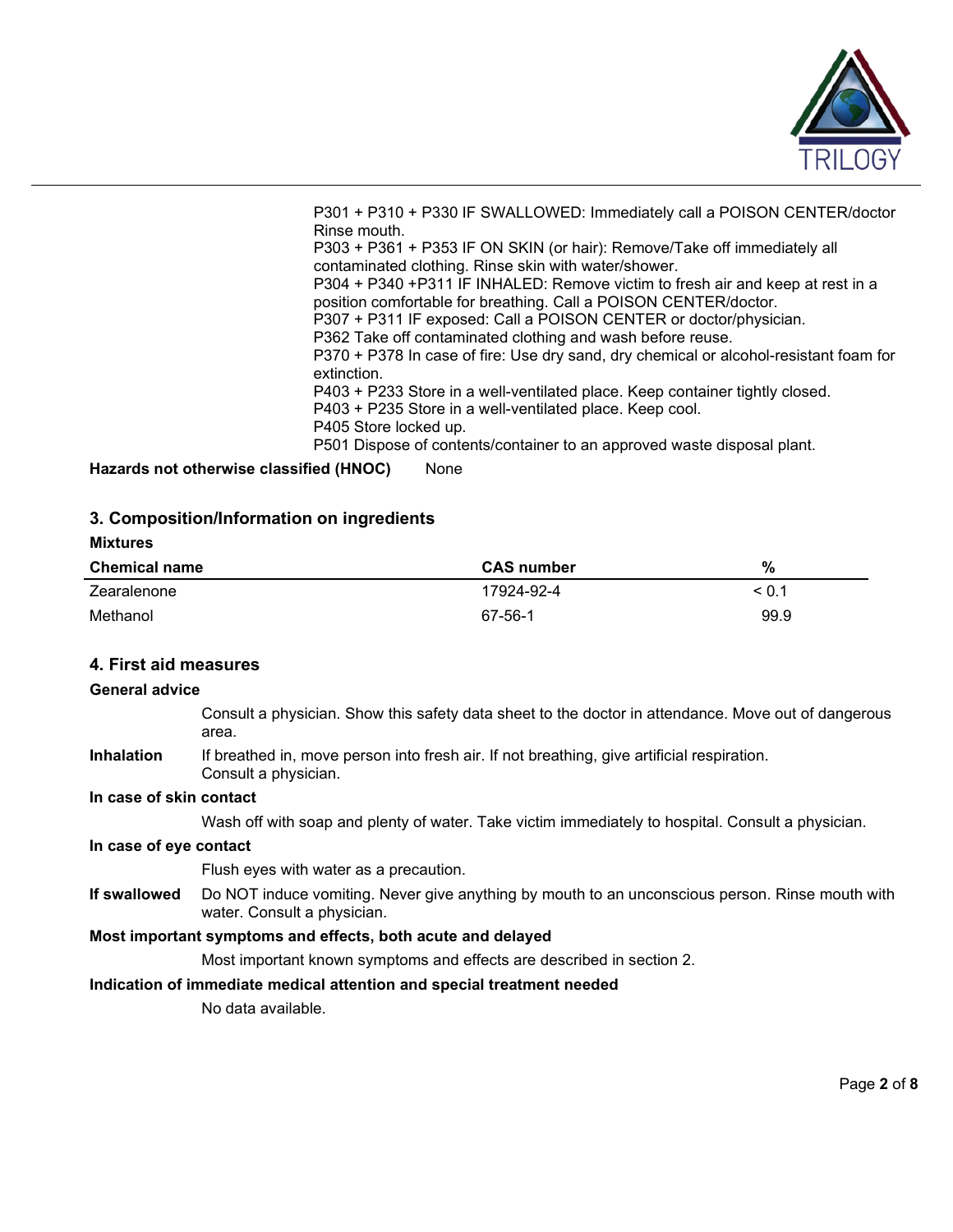P301 + P310 + P330 IF SWALLOWED: Immediately call a POISON CENTER/doctor Rinse mouth.
P303 + P361 + P353 IF ON SKIN (or hair): Remove/Take off immediately all contaminated clothing. Rinse skin with water/shower.
P304 + P340 +P311 IF INHALED: Remove victim to fresh air and keep at rest in a position comfortable for breathing. Call a POISON CENTER/doctor.
P307 + P311 IF exposed: Call a POISON CENTER or doctor/physician.
P362 Take off contaminated clothing and wash before reuse.
P370 + P378 In case of fire: Use dry sand, dry chemical or alcohol-resistant foam for extinction.
P403 + P233 Store in a well-ventilated place. Keep container tightly closed.
P403 + P235 Store in a well-ventilated place. Keep cool.
P405 Store locked up.
P501 Dispose of contents/container to an approved waste disposal plant.

**Hazards not otherwise classified (HNOC)** None

## 3. Composition/Information on ingredients

**Mixtures**

| Chemical name | CAS number | % |
|---|---|---|
| Zearalenone | 17924-92-4 | < 0.1 |
| Methanol | 67-56-1 | 99.9 |

## 4. First aid measures

**General advice**

Consult a physician. Show this safety data sheet to the doctor in attendance. Move out of dangerous area.

**Inhalation** If breathed in, move person into fresh air. If not breathing, give artificial respiration. Consult a physician.

**In case of skin contact**

Wash off with soap and plenty of water. Take victim immediately to hospital. Consult a physician.

**In case of eye contact**

Flush eyes with water as a precaution.

**If swallowed** Do NOT induce vomiting. Never give anything by mouth to an unconscious person. Rinse mouth with water. Consult a physician.

**Most important symptoms and effects, both acute and delayed**

Most important known symptoms and effects are described in section 2.

**Indication of immediate medical attention and special treatment needed**

No data available.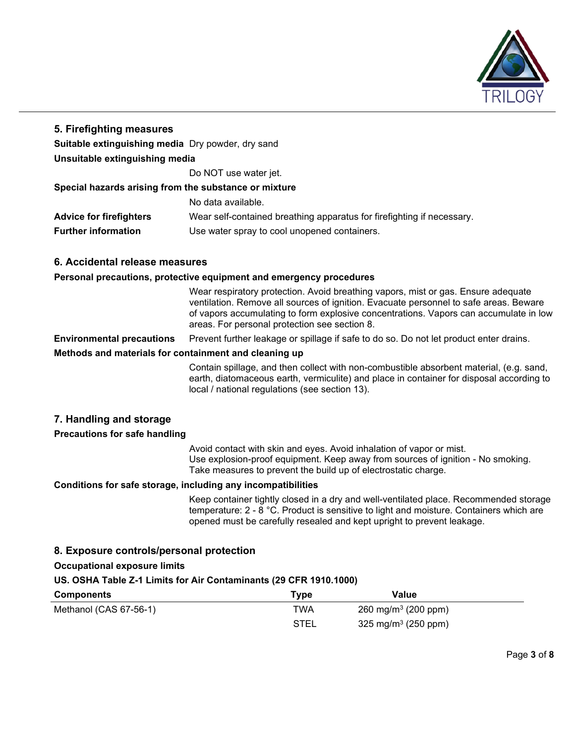## 5. Firefighting measures

**Suitable extinguishing media** Dry powder, dry sand

**Unsuitable extinguishing media**

Do NOT use water jet.

**Special hazards arising from the substance or mixture**

No data available.

**Advice for firefighters** Wear self-contained breathing apparatus for firefighting if necessary.

**Further information** Use water spray to cool unopened containers.

## 6. Accidental release measures

**Personal precautions, protective equipment and emergency procedures**

Wear respiratory protection. Avoid breathing vapors, mist or gas. Ensure adequate ventilation. Remove all sources of ignition. Evacuate personnel to safe areas. Beware of vapors accumulating to form explosive concentrations. Vapors can accumulate in low areas. For personal protection see section 8.

**Environmental precautions** Prevent further leakage or spillage if safe to do so. Do not let product enter drains.

**Methods and materials for containment and cleaning up**

Contain spillage, and then collect with non-combustible absorbent material, (e.g. sand, earth, diatomaceous earth, vermiculite) and place in container for disposal according to local / national regulations (see section 13).

## 7. Handling and storage

**Precautions for safe handling**

Avoid contact with skin and eyes. Avoid inhalation of vapor or mist.
Use explosion-proof equipment. Keep away from sources of ignition - No smoking.
Take measures to prevent the build up of electrostatic charge.

**Conditions for safe storage, including any incompatibilities**

Keep container tightly closed in a dry and well-ventilated place. Recommended storage temperature: 2 - 8 °C. Product is sensitive to light and moisture. Containers which are opened must be carefully resealed and kept upright to prevent leakage.

## 8. Exposure controls/personal protection

**Occupational exposure limits**

**US. OSHA Table Z-1 Limits for Air Contaminants (29 CFR 1910.1000)**

| Components | Type | Value |
|---|---|---|
| Methanol (CAS 67-56-1) | TWA | 260 mg/m$^3$ (200 ppm) |
| | STEL | 325 mg/m$^3$ (250 ppm) |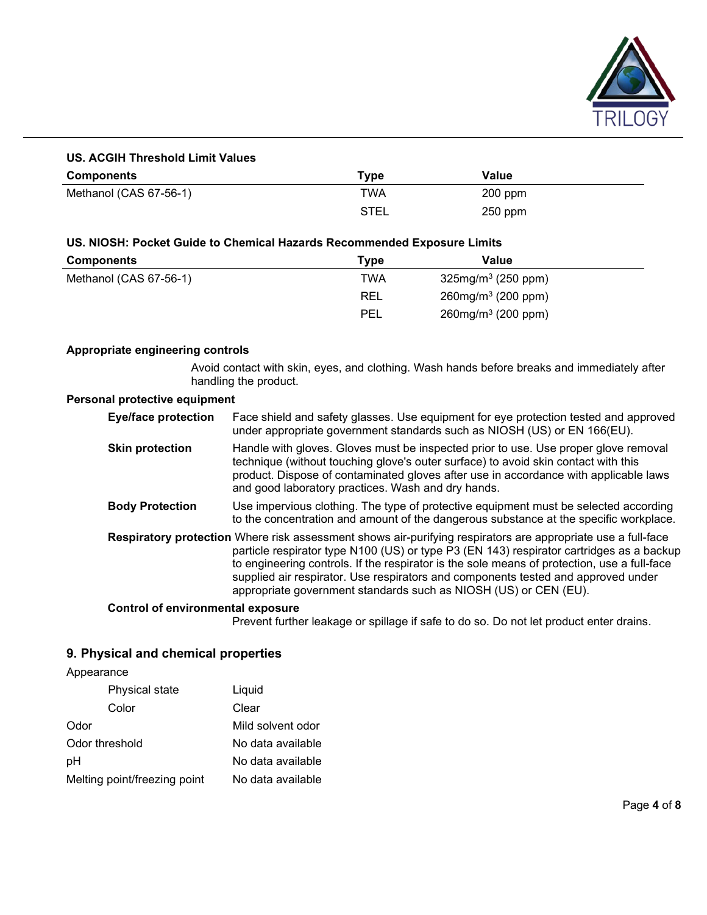**US. ACGIH Threshold Limit Values**

| Components | Type | Value |
| --- | --- | --- |
| Methanol (CAS 67-56-1) | TWA | 200 ppm |
| | STEL | 250 ppm |

**US. NIOSH: Pocket Guide to Chemical Hazards Recommended Exposure Limits**

| Components | Type | Value |
| --- | --- | --- |
| Methanol (CAS 67-56-1) | TWA | 325mg/m$^3$ (250 ppm) |
| | REL | 260mg/m$^3$ (200 ppm) |
| | PEL | 260mg/m$^3$ (200 ppm) |

**Appropriate engineering controls**

Avoid contact with skin, eyes, and clothing. Wash hands before breaks and immediately after handling the product.

**Personal protective equipment**

**Eye/face protection** Face shield and safety glasses. Use equipment for eye protection tested and approved under appropriate government standards such as NIOSH (US) or EN 166(EU).

**Skin protection** Handle with gloves. Gloves must be inspected prior to use. Use proper glove removal technique (without touching glove's outer surface) to avoid skin contact with this product. Dispose of contaminated gloves after use in accordance with applicable laws and good laboratory practices. Wash and dry hands.

**Body Protection** Use impervious clothing. The type of protective equipment must be selected according to the concentration and amount of the dangerous substance at the specific workplace.

**Respiratory protection** Where risk assessment shows air-purifying respirators are appropriate use a full-face particle respirator type N100 (US) or type P3 (EN 143) respirator cartridges as a backup to engineering controls. If the respirator is the sole means of protection, use a full-face supplied air respirator. Use respirators and components tested and approved under appropriate government standards such as NIOSH (US) or CEN (EU).

**Control of environmental exposure**

Prevent further leakage or spillage if safe to do so. Do not let product enter drains.

## 9. Physical and chemical properties

Appearance

| | |
| --- | --- |
| Physical state | Liquid |
| Color | Clear |
| Odor | Mild solvent odor |
| Odor threshold | No data available |
| pH | No data available |
| Melting point/freezing point | No data available |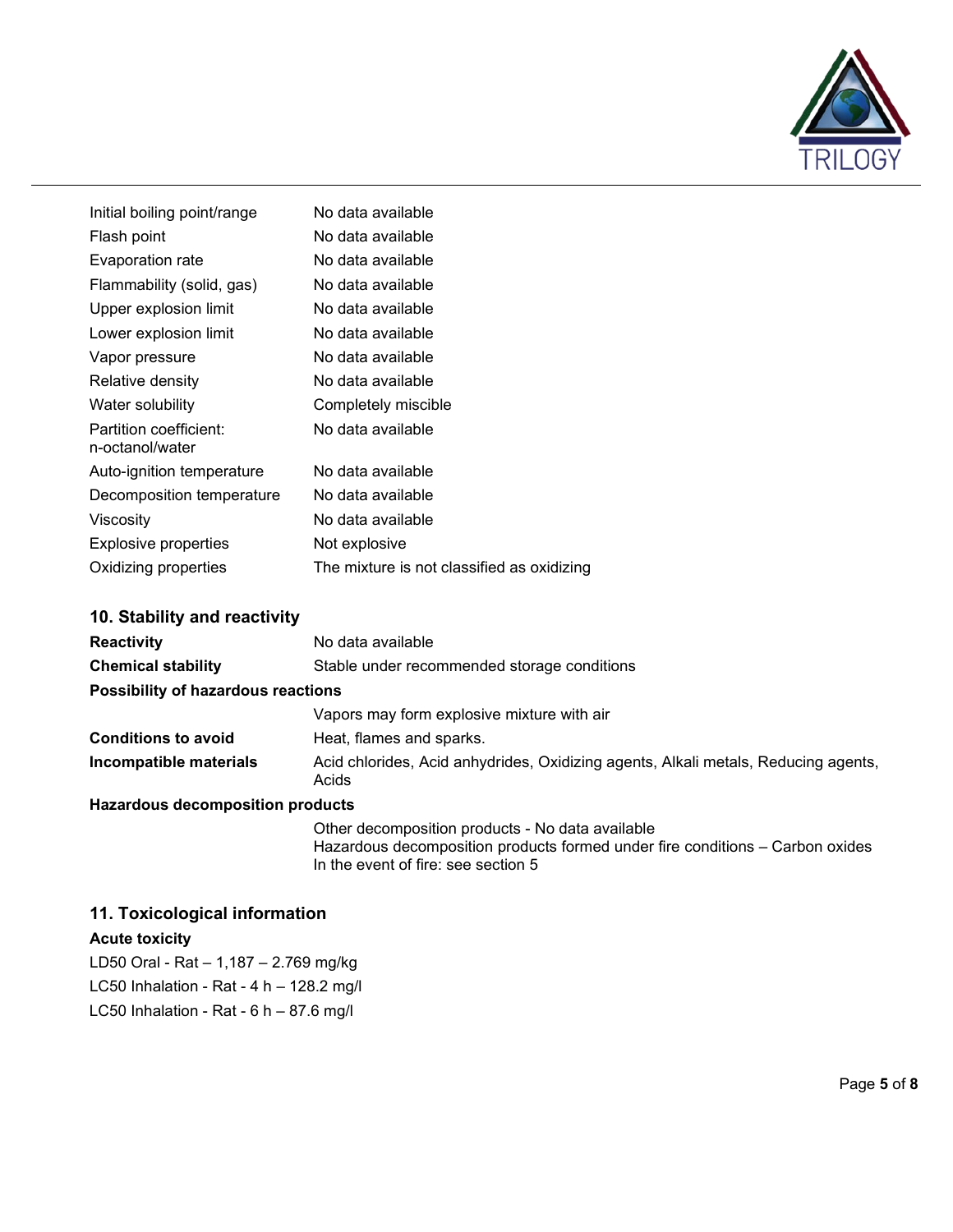| | |
|---|---|
| Initial boiling point/range | No data available |
| Flash point | No data available |
| Evaporation rate | No data available |
| Flammability (solid, gas) | No data available |
| Upper explosion limit | No data available |
| Lower explosion limit | No data available |
| Vapor pressure | No data available |
| Relative density | No data available |
| Water solubility | Completely miscible |
| Partition coefficient: n-octanol/water | No data available |
| Auto-ignition temperature | No data available |
| Decomposition temperature | No data available |
| Viscosity | No data available |
| Explosive properties | Not explosive |
| Oxidizing properties | The mixture is not classified as oxidizing |

## 10. Stability and reactivity

**Reactivity** No data available

**Chemical stability** Stable under recommended storage conditions

**Possibility of hazardous reactions**

Vapors may form explosive mixture with air

**Conditions to avoid** Heat, flames and sparks.

**Incompatible materials** Acid chlorides, Acid anhydrides, Oxidizing agents, Alkali metals, Reducing agents, Acids

**Hazardous decomposition products**

Other decomposition products - No data available
Hazardous decomposition products formed under fire conditions – Carbon oxides
In the event of fire: see section 5

## 11. Toxicological information

**Acute toxicity**

LD50 Oral - Rat – 1,187 – 2.769 mg/kg

LC50 Inhalation - Rat - 4 h – 128.2 mg/l

LC50 Inhalation - Rat - 6 h – 87.6 mg/l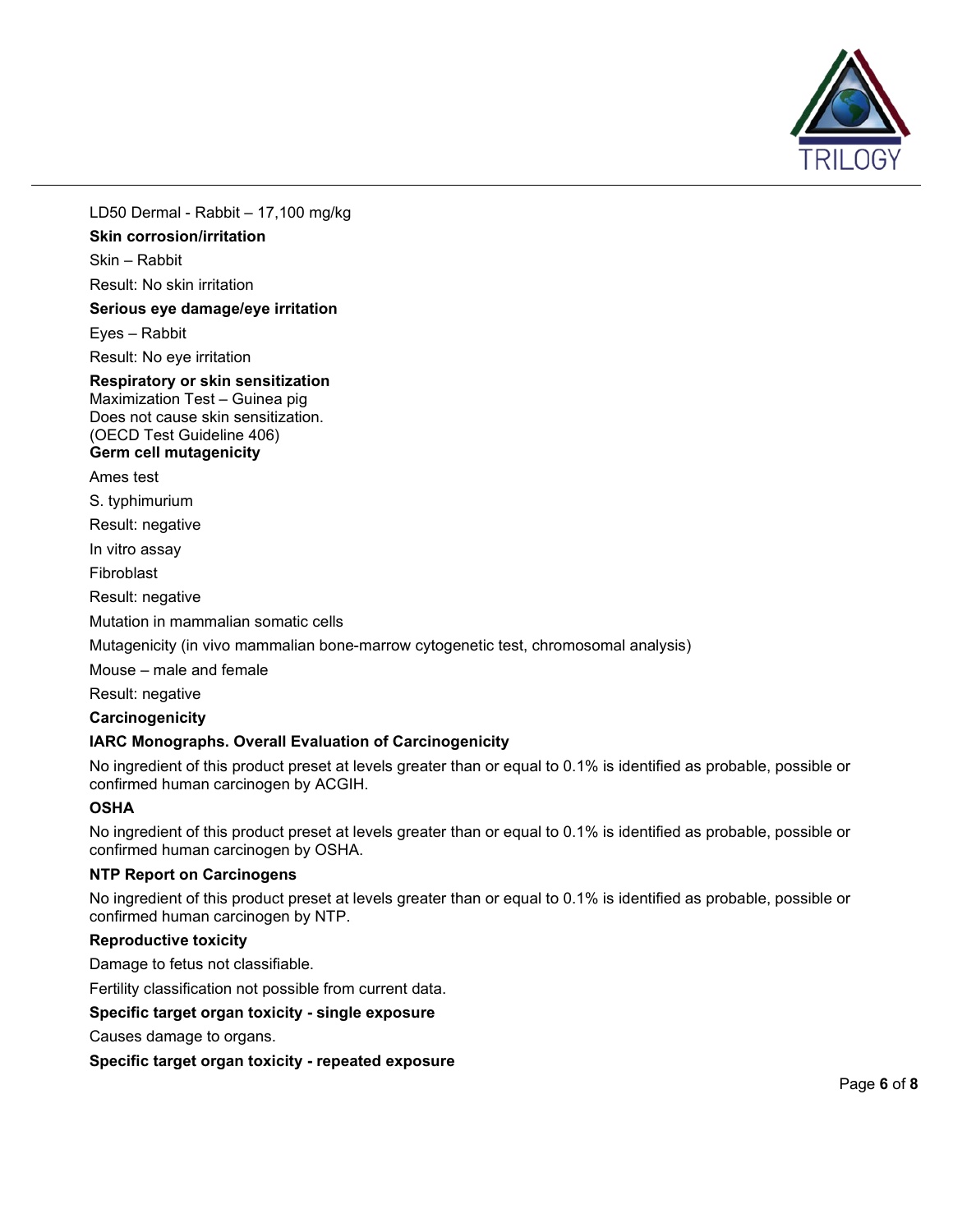LD50 Dermal - Rabbit – 17,100 mg/kg

**Skin corrosion/irritation**

Skin – Rabbit

Result: No skin irritation

**Serious eye damage/eye irritation**

Eyes – Rabbit

Result: No eye irritation

**Respiratory or skin sensitization**

Maximization Test – Guinea pig
Does not cause skin sensitization.
(OECD Test Guideline 406)

**Germ cell mutagenicity**

Ames test

S. typhimurium

Result: negative

In vitro assay

Fibroblast

Result: negative

Mutation in mammalian somatic cells

Mutagenicity (in vivo mammalian bone-marrow cytogenetic test, chromosomal analysis)

Mouse – male and female

Result: negative

**Carcinogenicity**

**IARC Monographs. Overall Evaluation of Carcinogenicity**

No ingredient of this product preset at levels greater than or equal to 0.1% is identified as probable, possible or confirmed human carcinogen by ACGIH.

**OSHA**

No ingredient of this product preset at levels greater than or equal to 0.1% is identified as probable, possible or confirmed human carcinogen by OSHA.

**NTP Report on Carcinogens**

No ingredient of this product preset at levels greater than or equal to 0.1% is identified as probable, possible or confirmed human carcinogen by NTP.

**Reproductive toxicity**

Damage to fetus not classifiable.

Fertility classification not possible from current data.

**Specific target organ toxicity - single exposure**

Causes damage to organs.

**Specific target organ toxicity - repeated exposure**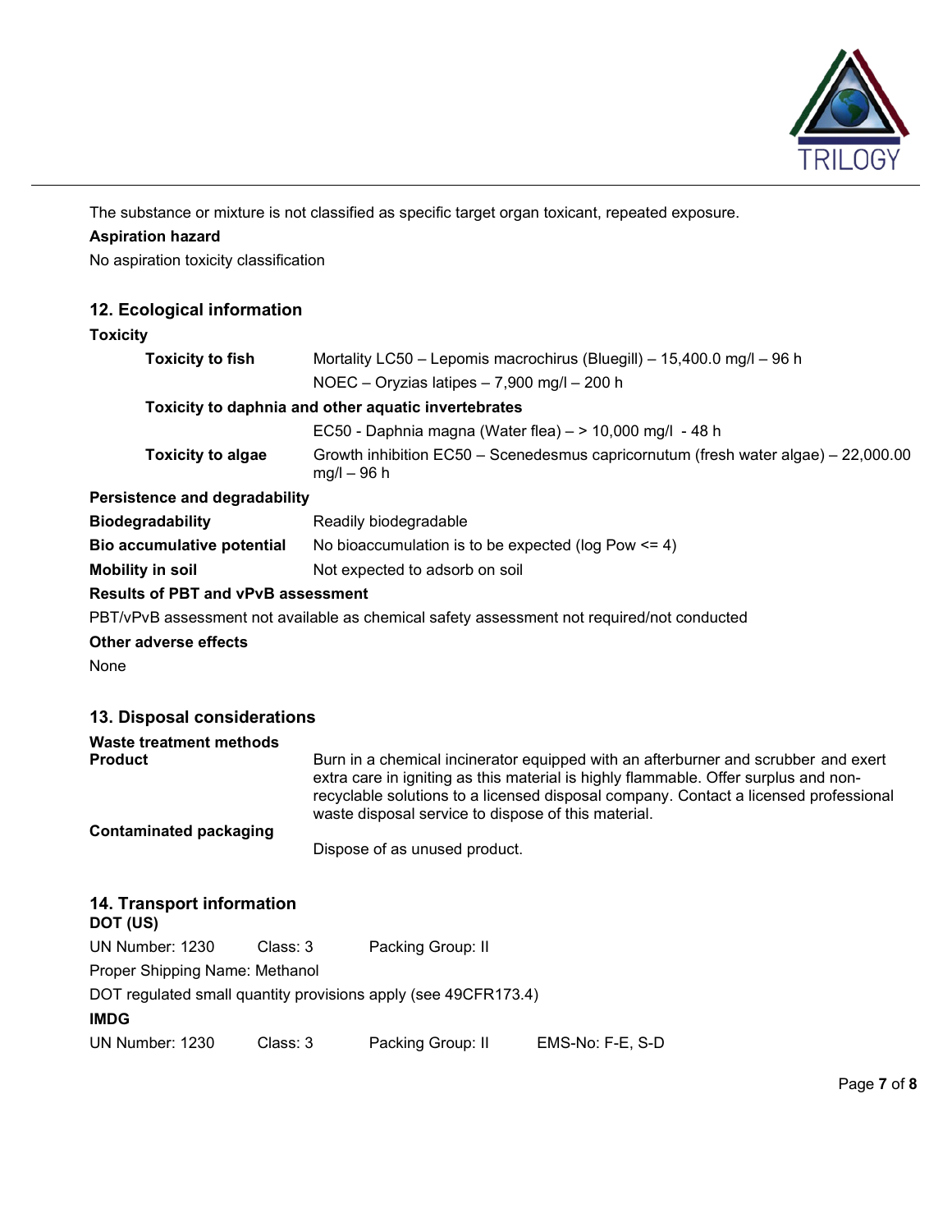The substance or mixture is not classified as specific target organ toxicant, repeated exposure.

**Aspiration hazard**

No aspiration toxicity classification

## 12. Ecological information

**Toxicity**

**Toxicity to fish**
Mortality LC50 – Lepomis macrochirus (Bluegill) – 15,400.0 mg/l – 96 h
NOEC – Oryzias latipes – 7,900 mg/l – 200 h

**Toxicity to daphnia and other aquatic invertebrates**
EC50 - Daphnia magna (Water flea) – > 10,000 mg/l - 48 h

**Toxicity to algae**
Growth inhibition EC50 – Scenedesmus capricornutum (fresh water algae) – 22,000.00 mg/l – 96 h

**Persistence and degradability**

**Biodegradability** Readily biodegradable

**Bio accumulative potential** No bioaccumulation is to be expected (log Pow <= 4)

**Mobility in soil** Not expected to adsorb on soil

**Results of PBT and vPvB assessment**

PBT/vPvB assessment not available as chemical safety assessment not required/not conducted

**Other adverse effects**

None

## 13. Disposal considerations

**Waste treatment methods**

**Product**
Burn in a chemical incinerator equipped with an afterburner and scrubber and exert extra care in igniting as this material is highly flammable. Offer surplus and non-recyclable solutions to a licensed disposal company. Contact a licensed professional waste disposal service to dispose of this material.

**Contaminated packaging**
Dispose of as unused product.

## 14. Transport information

**DOT (US)**

UN Number: 1230 Class: 3 Packing Group: II

Proper Shipping Name: Methanol

DOT regulated small quantity provisions apply (see 49CFR173.4)

**IMDG**

UN Number: 1230 Class: 3 Packing Group: II EMS-No: F-E, S-D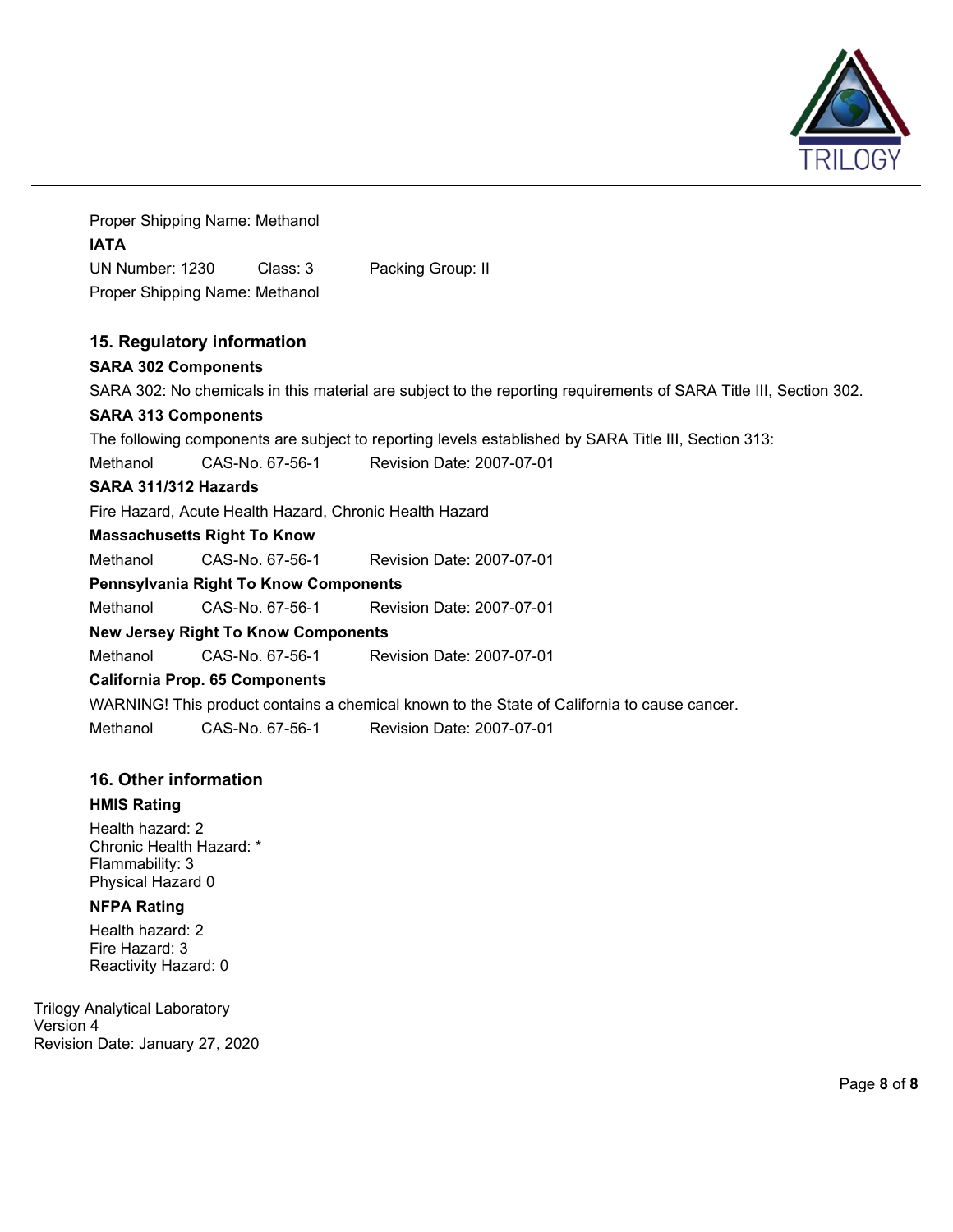Proper Shipping Name: Methanol

**IATA**

UN Number: 1230 Class: 3 Packing Group: II

Proper Shipping Name: Methanol

## 15. Regulatory information

**SARA 302 Components**

SARA 302: No chemicals in this material are subject to the reporting requirements of SARA Title III, Section 302.

**SARA 313 Components**

The following components are subject to reporting levels established by SARA Title III, Section 313:

Methanol CAS-No. 67-56-1 Revision Date: 2007-07-01

**SARA 311/312 Hazards**

Fire Hazard, Acute Health Hazard, Chronic Health Hazard

**Massachusetts Right To Know**

Methanol CAS-No. 67-56-1 Revision Date: 2007-07-01

**Pennsylvania Right To Know Components**

Methanol CAS-No. 67-56-1 Revision Date: 2007-07-01

**New Jersey Right To Know Components**

Methanol CAS-No. 67-56-1 Revision Date: 2007-07-01

**California Prop. 65 Components**

WARNING! This product contains a chemical known to the State of California to cause cancer.

Methanol CAS-No. 67-56-1 Revision Date: 2007-07-01

## 16. Other information

**HMIS Rating**

Health hazard: 2
Chronic Health Hazard: *
Flammability: 3
Physical Hazard 0

**NFPA Rating**

Health hazard: 2
Fire Hazard: 3
Reactivity Hazard: 0

Trilogy Analytical Laboratory
Version 4
Revision Date: January 27, 2020